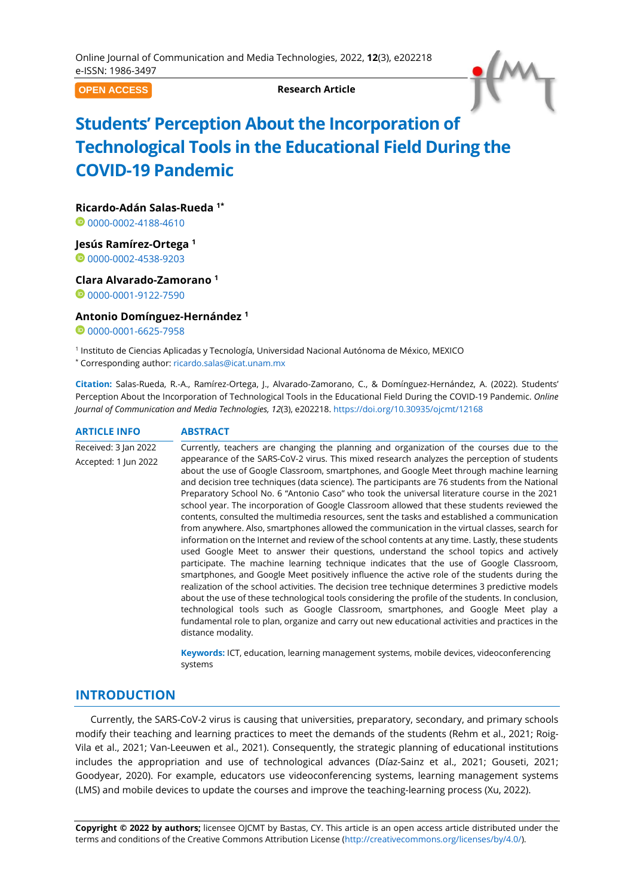OPEN ACCESS

Research Article

# Students' Perception About the Incorporation of Technological Tools in the Educational Field During the COVID-19 Pandemic

**Ricardo-Adán Salas-Rueda [1*]**
0000-0002-4188-4610

**Jesús Ramírez-Ortega [1]**
0000-0002-4538-9203

**Clara Alvarado-Zamorano [1]**
0000-0001-9122-7590

**Antonio Domínguez-Hernández [1]**
0000-0001-6625-7958

[1] Instituto de Ciencias Aplicadas y Tecnología, Universidad Nacional Autónoma de México, MEXICO

[*] Corresponding author: ricardo.salas@icat.unam.mx

**Citation:** Salas-Rueda, R.-A., Ramírez-Ortega, J., Alvarado-Zamorano, C., & Domínguez-Hernández, A. (2022). Students' Perception About the Incorporation of Technological Tools in the Educational Field During the COVID-19 Pandemic. *Online Journal of Communication and Media Technologies, 12*(3), e202218. https://doi.org/10.30935/ojcmt/12168

## ARTICLE INFO

Received: 3 Jan 2022

Accepted: 1 Jun 2022

## ABSTRACT

Currently, teachers are changing the planning and organization of the courses due to the appearance of the SARS-CoV-2 virus. This mixed research analyzes the perception of students about the use of Google Classroom, smartphones, and Google Meet through machine learning and decision tree techniques (data science). The participants are 76 students from the National Preparatory School No. 6 "Antonio Caso" who took the universal literature course in the 2021 school year. The incorporation of Google Classroom allowed that these students reviewed the contents, consulted the multimedia resources, sent the tasks and established a communication from anywhere. Also, smartphones allowed the communication in the virtual classes, search for information on the Internet and review of the school contents at any time. Lastly, these students used Google Meet to answer their questions, understand the school topics and actively participate. The machine learning technique indicates that the use of Google Classroom, smartphones, and Google Meet positively influence the active role of the students during the realization of the school activities. The decision tree technique determines 3 predictive models about the use of these technological tools considering the profile of the students. In conclusion, technological tools such as Google Classroom, smartphones, and Google Meet play a fundamental role to plan, organize and carry out new educational activities and practices in the distance modality.

**Keywords:** ICT, education, learning management systems, mobile devices, videoconferencing systems

## INTRODUCTION

Currently, the SARS-CoV-2 virus is causing that universities, preparatory, secondary, and primary schools modify their teaching and learning practices to meet the demands of the students (Rehm et al., 2021; Roig-Vila et al., 2021; Van-Leeuwen et al., 2021). Consequently, the strategic planning of educational institutions includes the appropriation and use of technological advances (Díaz-Sainz et al., 2021; Gouseti, 2021; Goodyear, 2020). For example, educators use videoconferencing systems, learning management systems (LMS) and mobile devices to update the courses and improve the teaching-learning process (Xu, 2022).

**Copyright © 2022 by authors;** licensee OJCMT by Bastas, CY. This article is an open access article distributed under the terms and conditions of the Creative Commons Attribution License (http://creativecommons.org/licenses/by/4.0/).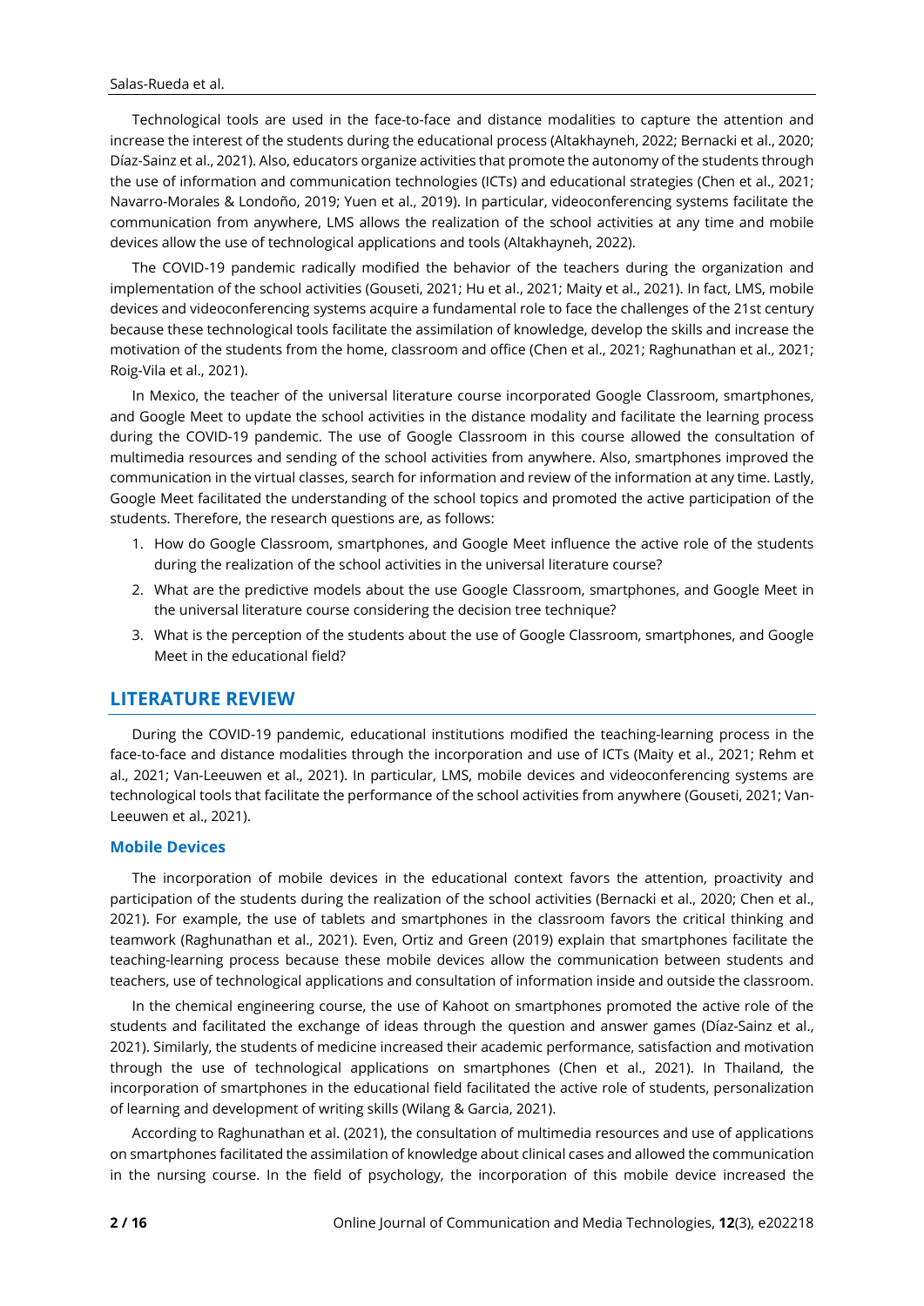Technological tools are used in the face-to-face and distance modalities to capture the attention and increase the interest of the students during the educational process (Altakhayneh, 2022; Bernacki et al., 2020; Díaz-Sainz et al., 2021). Also, educators organize activities that promote the autonomy of the students through the use of information and communication technologies (ICTs) and educational strategies (Chen et al., 2021; Navarro-Morales & Londoño, 2019; Yuen et al., 2019). In particular, videoconferencing systems facilitate the communication from anywhere, LMS allows the realization of the school activities at any time and mobile devices allow the use of technological applications and tools (Altakhayneh, 2022).

The COVID-19 pandemic radically modified the behavior of the teachers during the organization and implementation of the school activities (Gouseti, 2021; Hu et al., 2021; Maity et al., 2021). In fact, LMS, mobile devices and videoconferencing systems acquire a fundamental role to face the challenges of the 21st century because these technological tools facilitate the assimilation of knowledge, develop the skills and increase the motivation of the students from the home, classroom and office (Chen et al., 2021; Raghunathan et al., 2021; Roig-Vila et al., 2021).

In Mexico, the teacher of the universal literature course incorporated Google Classroom, smartphones, and Google Meet to update the school activities in the distance modality and facilitate the learning process during the COVID-19 pandemic. The use of Google Classroom in this course allowed the consultation of multimedia resources and sending of the school activities from anywhere. Also, smartphones improved the communication in the virtual classes, search for information and review of the information at any time. Lastly, Google Meet facilitated the understanding of the school topics and promoted the active participation of the students. Therefore, the research questions are, as follows:

1. How do Google Classroom, smartphones, and Google Meet influence the active role of the students during the realization of the school activities in the universal literature course?
2. What are the predictive models about the use Google Classroom, smartphones, and Google Meet in the universal literature course considering the decision tree technique?
3. What is the perception of the students about the use of Google Classroom, smartphones, and Google Meet in the educational field?

## LITERATURE REVIEW

During the COVID-19 pandemic, educational institutions modified the teaching-learning process in the face-to-face and distance modalities through the incorporation and use of ICTs (Maity et al., 2021; Rehm et al., 2021; Van-Leeuwen et al., 2021). In particular, LMS, mobile devices and videoconferencing systems are technological tools that facilitate the performance of the school activities from anywhere (Gouseti, 2021; Van-Leeuwen et al., 2021).

### Mobile Devices

The incorporation of mobile devices in the educational context favors the attention, proactivity and participation of the students during the realization of the school activities (Bernacki et al., 2020; Chen et al., 2021). For example, the use of tablets and smartphones in the classroom favors the critical thinking and teamwork (Raghunathan et al., 2021). Even, Ortiz and Green (2019) explain that smartphones facilitate the teaching-learning process because these mobile devices allow the communication between students and teachers, use of technological applications and consultation of information inside and outside the classroom.

In the chemical engineering course, the use of Kahoot on smartphones promoted the active role of the students and facilitated the exchange of ideas through the question and answer games (Díaz-Sainz et al., 2021). Similarly, the students of medicine increased their academic performance, satisfaction and motivation through the use of technological applications on smartphones (Chen et al., 2021). In Thailand, the incorporation of smartphones in the educational field facilitated the active role of students, personalization of learning and development of writing skills (Wilang & Garcia, 2021).

According to Raghunathan et al. (2021), the consultation of multimedia resources and use of applications on smartphones facilitated the assimilation of knowledge about clinical cases and allowed the communication in the nursing course. In the field of psychology, the incorporation of this mobile device increased the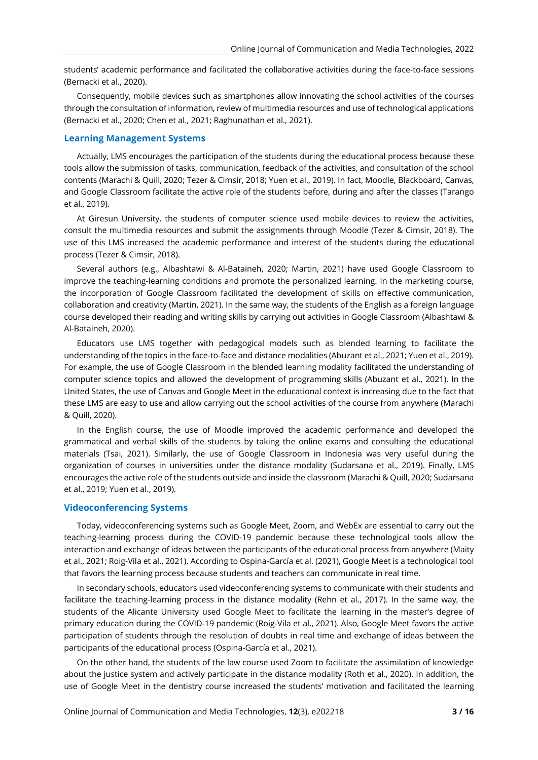students' academic performance and facilitated the collaborative activities during the face-to-face sessions (Bernacki et al., 2020).

Consequently, mobile devices such as smartphones allow innovating the school activities of the courses through the consultation of information, review of multimedia resources and use of technological applications (Bernacki et al., 2020; Chen et al., 2021; Raghunathan et al., 2021).

## Learning Management Systems

Actually, LMS encourages the participation of the students during the educational process because these tools allow the submission of tasks, communication, feedback of the activities, and consultation of the school contents (Marachi & Quill, 2020; Tezer & Cimsir, 2018; Yuen et al., 2019). In fact, Moodle, Blackboard, Canvas, and Google Classroom facilitate the active role of the students before, during and after the classes (Tarango et al., 2019).

At Giresun University, the students of computer science used mobile devices to review the activities, consult the multimedia resources and submit the assignments through Moodle (Tezer & Cimsir, 2018). The use of this LMS increased the academic performance and interest of the students during the educational process (Tezer & Cimsir, 2018).

Several authors (e.g., Albashtawi & Al-Bataineh, 2020; Martin, 2021) have used Google Classroom to improve the teaching-learning conditions and promote the personalized learning. In the marketing course, the incorporation of Google Classroom facilitated the development of skills on effective communication, collaboration and creativity (Martin, 2021). In the same way, the students of the English as a foreign language course developed their reading and writing skills by carrying out activities in Google Classroom (Albashtawi & Al-Bataineh, 2020).

Educators use LMS together with pedagogical models such as blended learning to facilitate the understanding of the topics in the face-to-face and distance modalities (Abuzant et al., 2021; Yuen et al., 2019). For example, the use of Google Classroom in the blended learning modality facilitated the understanding of computer science topics and allowed the development of programming skills (Abuzant et al., 2021). In the United States, the use of Canvas and Google Meet in the educational context is increasing due to the fact that these LMS are easy to use and allow carrying out the school activities of the course from anywhere (Marachi & Quill, 2020).

In the English course, the use of Moodle improved the academic performance and developed the grammatical and verbal skills of the students by taking the online exams and consulting the educational materials (Tsai, 2021). Similarly, the use of Google Classroom in Indonesia was very useful during the organization of courses in universities under the distance modality (Sudarsana et al., 2019). Finally, LMS encourages the active role of the students outside and inside the classroom (Marachi & Quill, 2020; Sudarsana et al., 2019; Yuen et al., 2019).

## Videoconferencing Systems

Today, videoconferencing systems such as Google Meet, Zoom, and WebEx are essential to carry out the teaching-learning process during the COVID-19 pandemic because these technological tools allow the interaction and exchange of ideas between the participants of the educational process from anywhere (Maity et al., 2021; Roig-Vila et al., 2021). According to Ospina-García et al. (2021), Google Meet is a technological tool that favors the learning process because students and teachers can communicate in real time.

In secondary schools, educators used videoconferencing systems to communicate with their students and facilitate the teaching-learning process in the distance modality (Rehn et al., 2017). In the same way, the students of the Alicante University used Google Meet to facilitate the learning in the master's degree of primary education during the COVID-19 pandemic (Roig-Vila et al., 2021). Also, Google Meet favors the active participation of students through the resolution of doubts in real time and exchange of ideas between the participants of the educational process (Ospina-García et al., 2021).

On the other hand, the students of the law course used Zoom to facilitate the assimilation of knowledge about the justice system and actively participate in the distance modality (Roth et al., 2020). In addition, the use of Google Meet in the dentistry course increased the students' motivation and facilitated the learning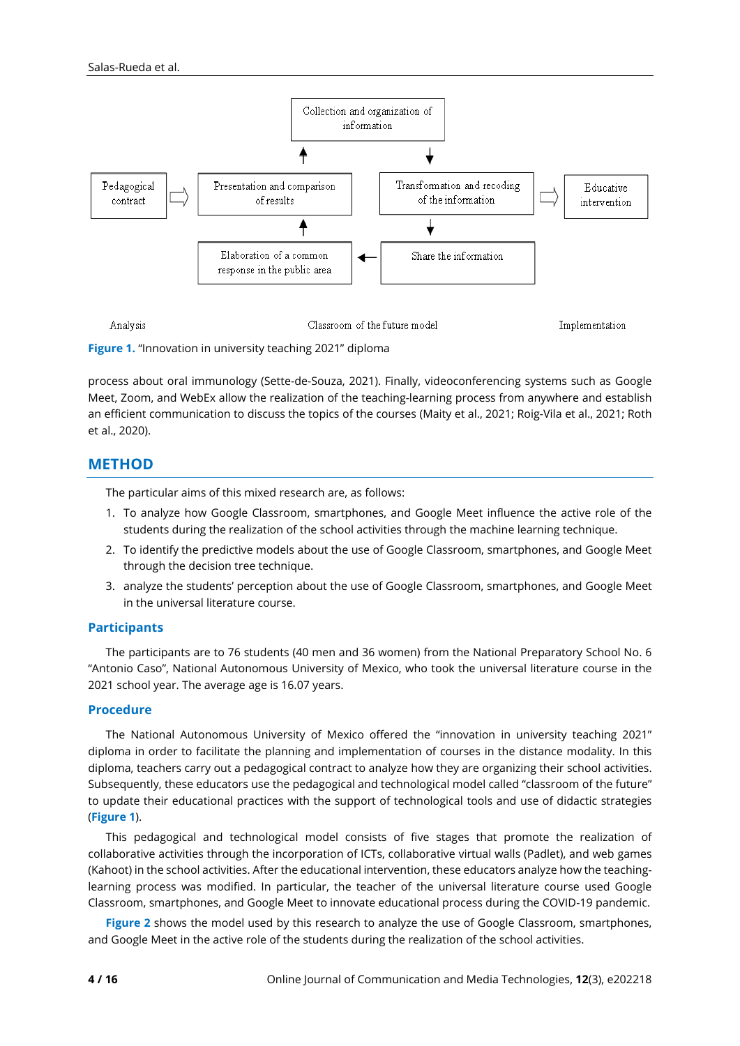Collection and organization of information

Pedagogical contract → Presentation and comparison of results | Transformation and recoding of the information → Educative intervention

Elaboration of a common response in the public area ← Share the information

Analysis | Classroom of the future model | Implementation

**Figure 1.** "Innovation in university teaching 2021" diploma

process about oral immunology (Sette-de-Souza, 2021). Finally, videoconferencing systems such as Google Meet, Zoom, and WebEx allow the realization of the teaching-learning process from anywhere and establish an efficient communication to discuss the topics of the courses (Maity et al., 2021; Roig-Vila et al., 2021; Roth et al., 2020).

## METHOD

The particular aims of this mixed research are, as follows:

1. To analyze how Google Classroom, smartphones, and Google Meet influence the active role of the students during the realization of the school activities through the machine learning technique.
2. To identify the predictive models about the use of Google Classroom, smartphones, and Google Meet through the decision tree technique.
3. analyze the students' perception about the use of Google Classroom, smartphones, and Google Meet in the universal literature course.

### Participants

The participants are to 76 students (40 men and 36 women) from the National Preparatory School No. 6 "Antonio Caso", National Autonomous University of Mexico, who took the universal literature course in the 2021 school year. The average age is 16.07 years.

### Procedure

The National Autonomous University of Mexico offered the "innovation in university teaching 2021" diploma in order to facilitate the planning and implementation of courses in the distance modality. In this diploma, teachers carry out a pedagogical contract to analyze how they are organizing their school activities. Subsequently, these educators use the pedagogical and technological model called "classroom of the future" to update their educational practices with the support of technological tools and use of didactic strategies (**Figure 1**).

This pedagogical and technological model consists of five stages that promote the realization of collaborative activities through the incorporation of ICTs, collaborative virtual walls (Padlet), and web games (Kahoot) in the school activities. After the educational intervention, these educators analyze how the teaching-learning process was modified. In particular, the teacher of the universal literature course used Google Classroom, smartphones, and Google Meet to innovate educational process during the COVID-19 pandemic.

**Figure 2** shows the model used by this research to analyze the use of Google Classroom, smartphones, and Google Meet in the active role of the students during the realization of the school activities.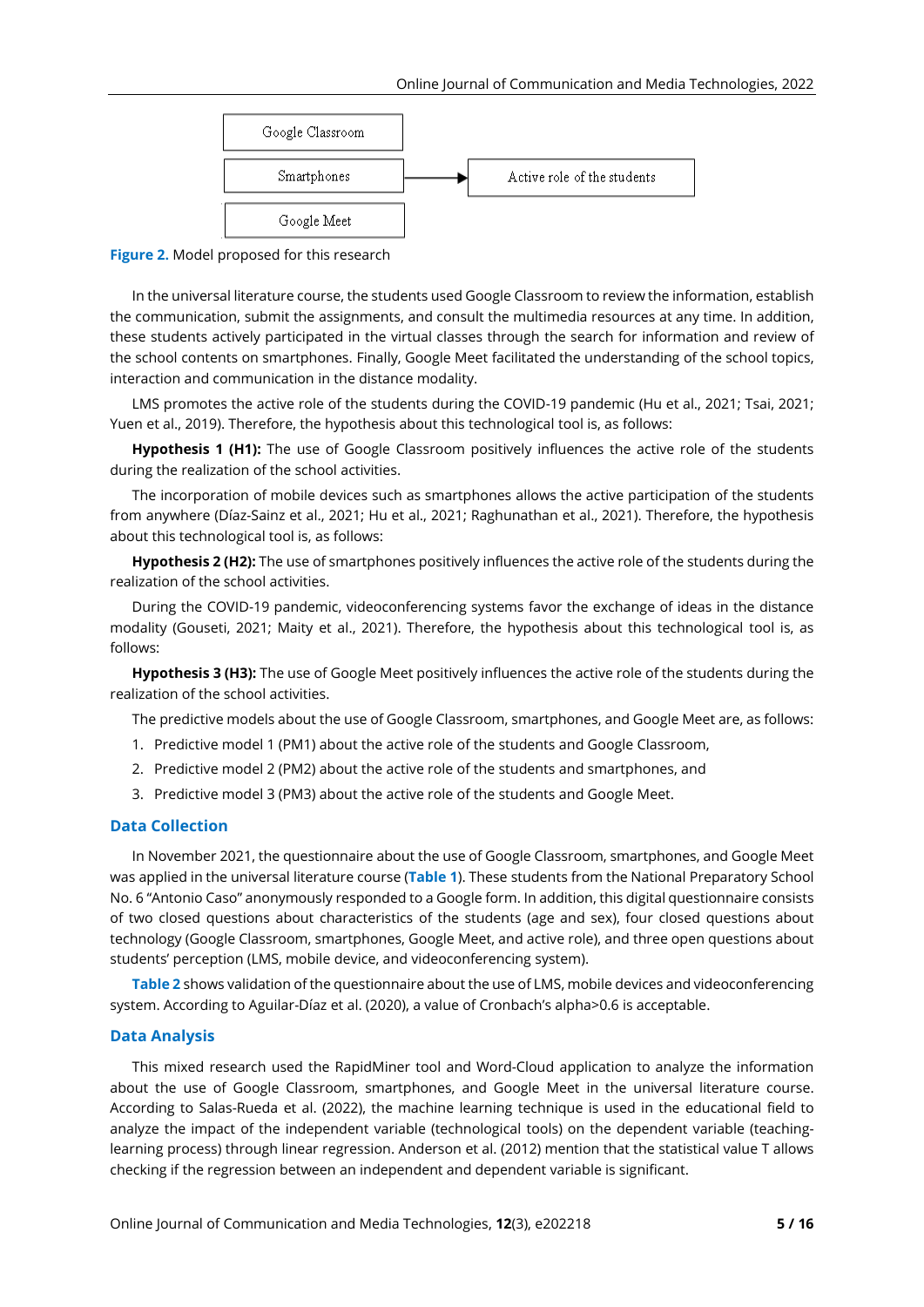Figure 2. Model proposed for this research

In the universal literature course, the students used Google Classroom to review the information, establish the communication, submit the assignments, and consult the multimedia resources at any time. In addition, these students actively participated in the virtual classes through the search for information and review of the school contents on smartphones. Finally, Google Meet facilitated the understanding of the school topics, interaction and communication in the distance modality.

LMS promotes the active role of the students during the COVID-19 pandemic (Hu et al., 2021; Tsai, 2021; Yuen et al., 2019). Therefore, the hypothesis about this technological tool is, as follows:

**Hypothesis 1 (H1):** The use of Google Classroom positively influences the active role of the students during the realization of the school activities.

The incorporation of mobile devices such as smartphones allows the active participation of the students from anywhere (Díaz-Sainz et al., 2021; Hu et al., 2021; Raghunathan et al., 2021). Therefore, the hypothesis about this technological tool is, as follows:

**Hypothesis 2 (H2):** The use of smartphones positively influences the active role of the students during the realization of the school activities.

During the COVID-19 pandemic, videoconferencing systems favor the exchange of ideas in the distance modality (Gouseti, 2021; Maity et al., 2021). Therefore, the hypothesis about this technological tool is, as follows:

**Hypothesis 3 (H3):** The use of Google Meet positively influences the active role of the students during the realization of the school activities.

The predictive models about the use of Google Classroom, smartphones, and Google Meet are, as follows:

1. Predictive model 1 (PM1) about the active role of the students and Google Classroom,
2. Predictive model 2 (PM2) about the active role of the students and smartphones, and
3. Predictive model 3 (PM3) about the active role of the students and Google Meet.

## Data Collection

In November 2021, the questionnaire about the use of Google Classroom, smartphones, and Google Meet was applied in the universal literature course (Table 1). These students from the National Preparatory School No. 6 "Antonio Caso" anonymously responded to a Google form. In addition, this digital questionnaire consists of two closed questions about characteristics of the students (age and sex), four closed questions about technology (Google Classroom, smartphones, Google Meet, and active role), and three open questions about students' perception (LMS, mobile device, and videoconferencing system).

Table 2 shows validation of the questionnaire about the use of LMS, mobile devices and videoconferencing system. According to Aguilar-Díaz et al. (2020), a value of Cronbach's alpha>0.6 is acceptable.

## Data Analysis

This mixed research used the RapidMiner tool and Word-Cloud application to analyze the information about the use of Google Classroom, smartphones, and Google Meet in the universal literature course. According to Salas-Rueda et al. (2022), the machine learning technique is used in the educational field to analyze the impact of the independent variable (technological tools) on the dependent variable (teaching-learning process) through linear regression. Anderson et al. (2012) mention that the statistical value T allows checking if the regression between an independent and dependent variable is significant.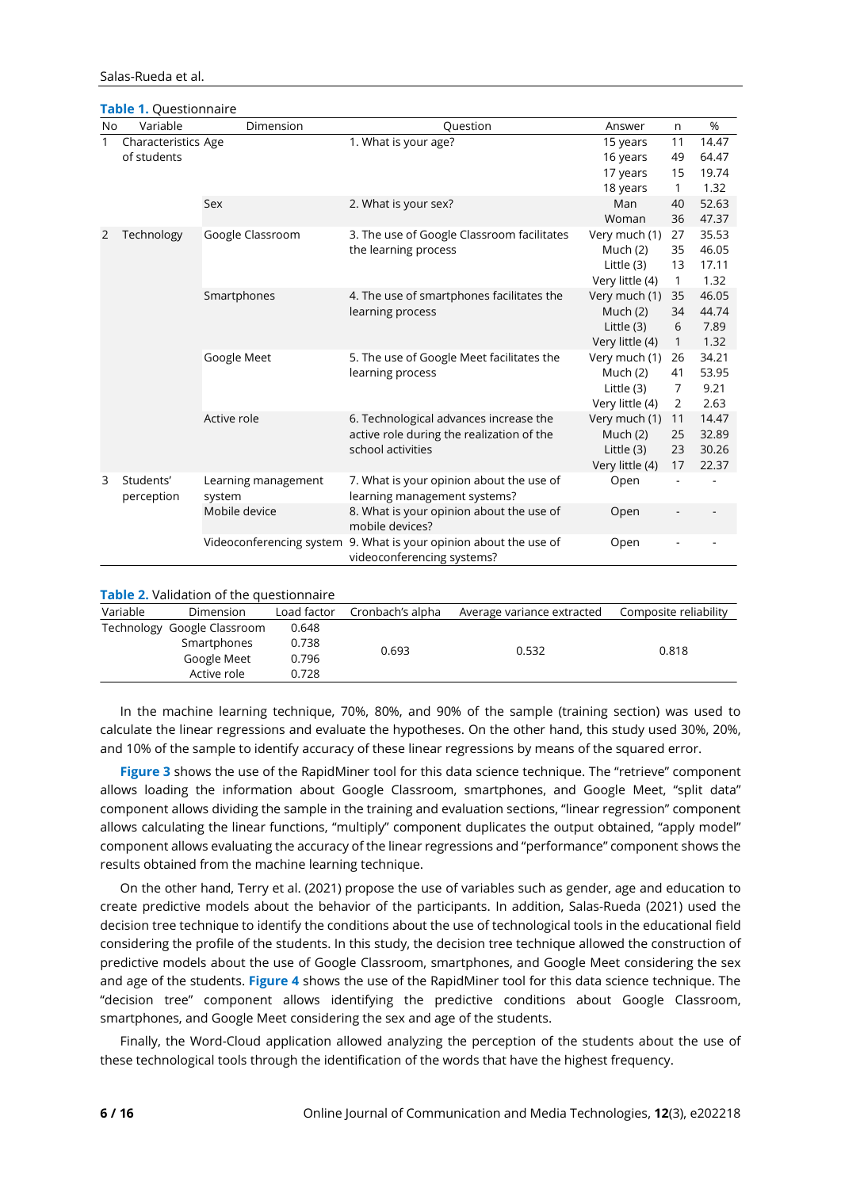**Table 1.** Questionnaire

| No | Variable | Dimension | Question | Answer | n | % |
|---|---|---|---|---|---|---|
| 1 | Characteristics of students | Age | 1. What is your age? | 15 years | 11 | 14.47 |
| | | | | 16 years | 49 | 64.47 |
| | | | | 17 years | 15 | 19.74 |
| | | | | 18 years | 1 | 1.32 |
| | | Sex | 2. What is your sex? | Man | 40 | 52.63 |
| | | | | Woman | 36 | 47.37 |
| 2 | Technology | Google Classroom | 3. The use of Google Classroom facilitates the learning process | Very much (1) | 27 | 35.53 |
| | | | | Much (2) | 35 | 46.05 |
| | | | | Little (3) | 13 | 17.11 |
| | | | | Very little (4) | 1 | 1.32 |
| | | Smartphones | 4. The use of smartphones facilitates the learning process | Very much (1) | 35 | 46.05 |
| | | | | Much (2) | 34 | 44.74 |
| | | | | Little (3) | 6 | 7.89 |
| | | | | Very little (4) | 1 | 1.32 |
| | | Google Meet | 5. The use of Google Meet facilitates the learning process | Very much (1) | 26 | 34.21 |
| | | | | Much (2) | 41 | 53.95 |
| | | | | Little (3) | 7 | 9.21 |
| | | | | Very little (4) | 2 | 2.63 |
| | | Active role | 6. Technological advances increase the active role during the realization of the school activities | Very much (1) | 11 | 14.47 |
| | | | | Much (2) | 25 | 32.89 |
| | | | | Little (3) | 23 | 30.26 |
| | | | | Very little (4) | 17 | 22.37 |
| 3 | Students' perception | Learning management system | 7. What is your opinion about the use of learning management systems? | Open | - | - |
| | | Mobile device | 8. What is your opinion about the use of mobile devices? | Open | - | - |
| | | Videoconferencing system | 9. What is your opinion about the use of videoconferencing systems? | Open | - | - |

**Table 2.** Validation of the questionnaire

| Variable | Dimension | Load factor | Cronbach's alpha | Average variance extracted | Composite reliability |
|---|---|---|---|---|---|
| Technology | Google Classroom | 0.648 | 0.693 | 0.532 | 0.818 |
| | Smartphones | 0.738 | | | |
| | Google Meet | 0.796 | | | |
| | Active role | 0.728 | | | |

In the machine learning technique, 70%, 80%, and 90% of the sample (training section) was used to calculate the linear regressions and evaluate the hypotheses. On the other hand, this study used 30%, 20%, and 10% of the sample to identify accuracy of these linear regressions by means of the squared error.

**Figure 3** shows the use of the RapidMiner tool for this data science technique. The "retrieve" component allows loading the information about Google Classroom, smartphones, and Google Meet, "split data" component allows dividing the sample in the training and evaluation sections, "linear regression" component allows calculating the linear functions, "multiply" component duplicates the output obtained, "apply model" component allows evaluating the accuracy of the linear regressions and "performance" component shows the results obtained from the machine learning technique.

On the other hand, Terry et al. (2021) propose the use of variables such as gender, age and education to create predictive models about the behavior of the participants. In addition, Salas-Rueda (2021) used the decision tree technique to identify the conditions about the use of technological tools in the educational field considering the profile of the students. In this study, the decision tree technique allowed the construction of predictive models about the use of Google Classroom, smartphones, and Google Meet considering the sex and age of the students. **Figure 4** shows the use of the RapidMiner tool for this data science technique. The "decision tree" component allows identifying the predictive conditions about Google Classroom, smartphones, and Google Meet considering the sex and age of the students.

Finally, the Word-Cloud application allowed analyzing the perception of the students about the use of these technological tools through the identification of the words that have the highest frequency.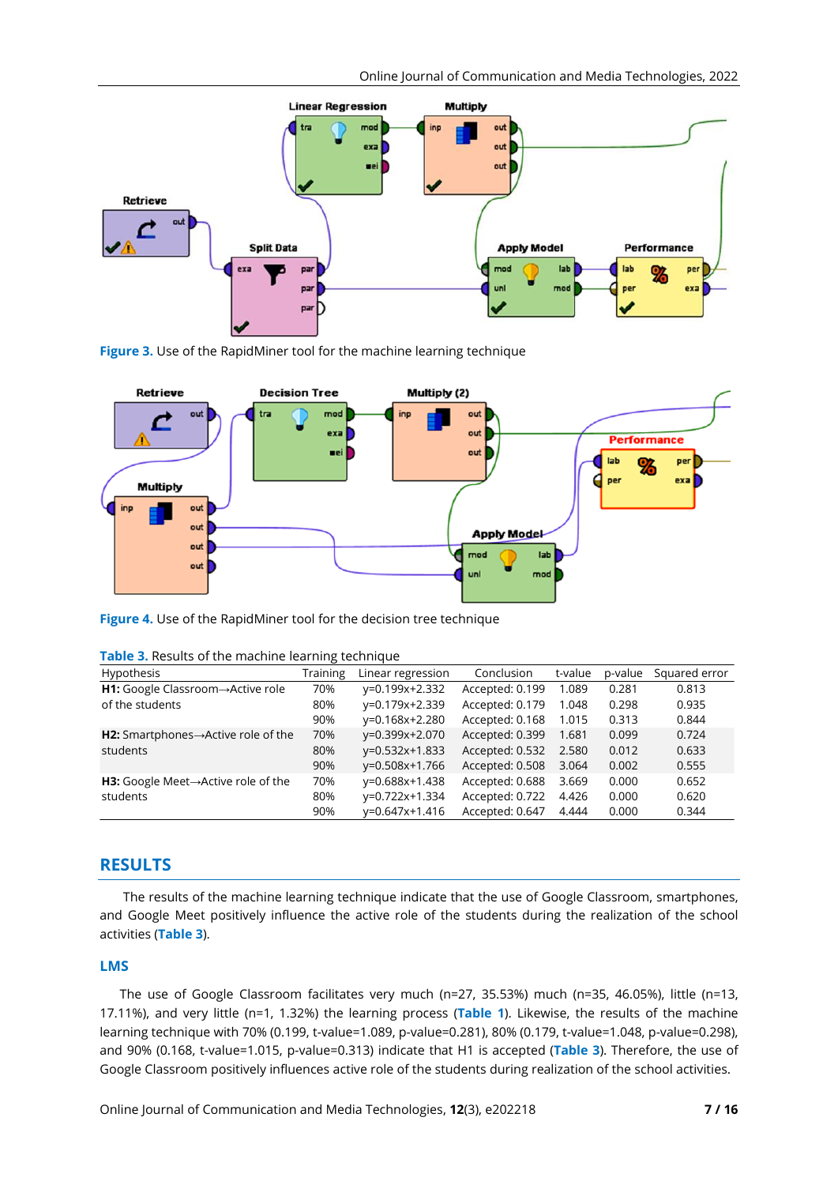Figure 3. Use of the RapidMiner tool for the machine learning technique

Figure 4. Use of the RapidMiner tool for the decision tree technique

Table 3. Results of the machine learning technique

| Hypothesis | Training | Linear regression | Conclusion | t-value | p-value | Squared error |
|---|---|---|---|---|---|---|
| **H1:** Google Classroom→Active role of the students | 70% | y=0.199x+2.332 | Accepted: 0.199 | 1.089 | 0.281 | 0.813 |
| | 80% | y=0.179x+2.339 | Accepted: 0.179 | 1.048 | 0.298 | 0.935 |
| | 90% | y=0.168x+2.280 | Accepted: 0.168 | 1.015 | 0.313 | 0.844 |
| **H2:** Smartphones→Active role of the students | 70% | y=0.399x+2.070 | Accepted: 0.399 | 1.681 | 0.099 | 0.724 |
| | 80% | y=0.532x+1.833 | Accepted: 0.532 | 2.580 | 0.012 | 0.633 |
| | 90% | y=0.508x+1.766 | Accepted: 0.508 | 3.064 | 0.002 | 0.555 |
| **H3:** Google Meet→Active role of the students | 70% | y=0.688x+1.438 | Accepted: 0.688 | 3.669 | 0.000 | 0.652 |
| | 80% | y=0.722x+1.334 | Accepted: 0.722 | 4.426 | 0.000 | 0.620 |
| | 90% | y=0.647x+1.416 | Accepted: 0.647 | 4.444 | 0.000 | 0.344 |

## RESULTS

The results of the machine learning technique indicate that the use of Google Classroom, smartphones, and Google Meet positively influence the active role of the students during the realization of the school activities (**Table 3**).

### LMS

The use of Google Classroom facilitates very much (n=27, 35.53%) much (n=35, 46.05%), little (n=13, 17.11%), and very little (n=1, 1.32%) the learning process (**Table 1**). Likewise, the results of the machine learning technique with 70% (0.199, t-value=1.089, p-value=0.281), 80% (0.179, t-value=1.048, p-value=0.298), and 90% (0.168, t-value=1.015, p-value=0.313) indicate that H1 is accepted (**Table 3**). Therefore, the use of Google Classroom positively influences active role of the students during realization of the school activities.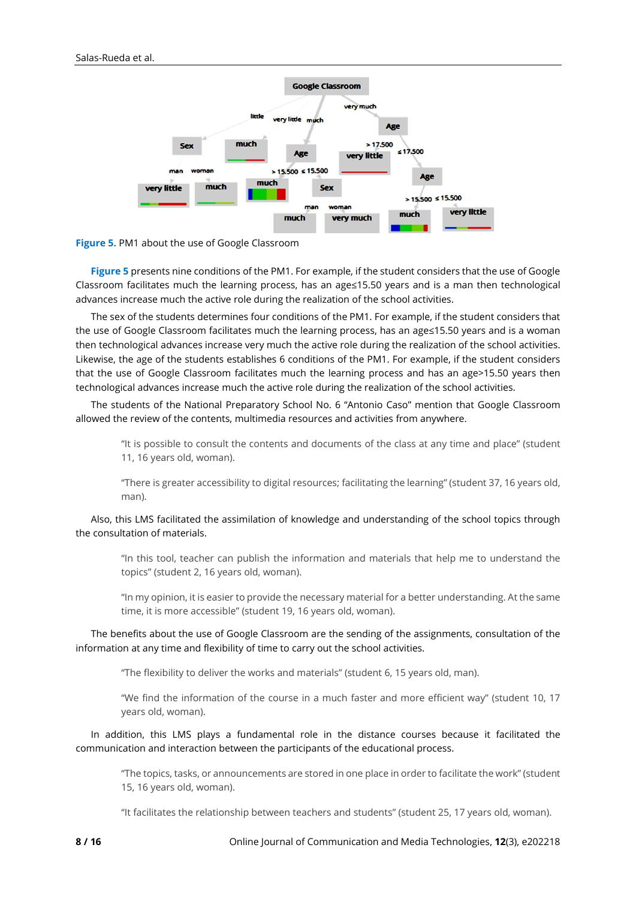Figure 5. PM1 about the use of Google Classroom

Figure 5 presents nine conditions of the PM1. For example, if the student considers that the use of Google Classroom facilitates much the learning process, has an age≤15.50 years and is a man then technological advances increase much the active role during the realization of the school activities.

The sex of the students determines four conditions of the PM1. For example, if the student considers that the use of Google Classroom facilitates much the learning process, has an age≤15.50 years and is a woman then technological advances increase very much the active role during the realization of the school activities. Likewise, the age of the students establishes 6 conditions of the PM1. For example, if the student considers that the use of Google Classroom facilitates much the learning process and has an age>15.50 years then technological advances increase much the active role during the realization of the school activities.

The students of the National Preparatory School No. 6 "Antonio Caso" mention that Google Classroom allowed the review of the contents, multimedia resources and activities from anywhere.

> "It is possible to consult the contents and documents of the class at any time and place" (student 11, 16 years old, woman).

> "There is greater accessibility to digital resources; facilitating the learning" (student 37, 16 years old, man).

Also, this LMS facilitated the assimilation of knowledge and understanding of the school topics through the consultation of materials.

> "In this tool, teacher can publish the information and materials that help me to understand the topics" (student 2, 16 years old, woman).

> "In my opinion, it is easier to provide the necessary material for a better understanding. At the same time, it is more accessible" (student 19, 16 years old, woman).

The benefits about the use of Google Classroom are the sending of the assignments, consultation of the information at any time and flexibility of time to carry out the school activities.

> "The flexibility to deliver the works and materials" (student 6, 15 years old, man).

> "We find the information of the course in a much faster and more efficient way" (student 10, 17 years old, woman).

In addition, this LMS plays a fundamental role in the distance courses because it facilitated the communication and interaction between the participants of the educational process.

> "The topics, tasks, or announcements are stored in one place in order to facilitate the work" (student 15, 16 years old, woman).

> "It facilitates the relationship between teachers and students" (student 25, 17 years old, woman).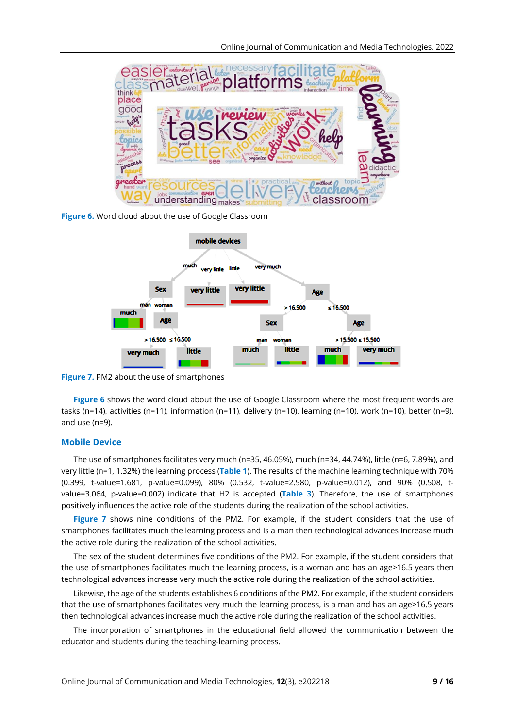Figure 6. Word cloud about the use of Google Classroom

Figure 7. PM2 about the use of smartphones

Figure 6 shows the word cloud about the use of Google Classroom where the most frequent words are tasks (n=14), activities (n=11), information (n=11), delivery (n=10), learning (n=10), work (n=10), better (n=9), and use (n=9).

## Mobile Device

The use of smartphones facilitates very much (n=35, 46.05%), much (n=34, 44.74%), little (n=6, 7.89%), and very little (n=1, 1.32%) the learning process (Table 1). The results of the machine learning technique with 70% (0.399, t-value=1.681, p-value=0.099), 80% (0.532, t-value=2.580, p-value=0.012), and 90% (0.508, t-value=3.064, p-value=0.002) indicate that H2 is accepted (Table 3). Therefore, the use of smartphones positively influences the active role of the students during the realization of the school activities.

Figure 7 shows nine conditions of the PM2. For example, if the student considers that the use of smartphones facilitates much the learning process and is a man then technological advances increase much the active role during the realization of the school activities.

The sex of the student determines five conditions of the PM2. For example, if the student considers that the use of smartphones facilitates much the learning process, is a woman and has an age>16.5 years then technological advances increase very much the active role during the realization of the school activities.

Likewise, the age of the students establishes 6 conditions of the PM2. For example, if the student considers that the use of smartphones facilitates very much the learning process, is a man and has an age>16.5 years then technological advances increase much the active role during the realization of the school activities.

The incorporation of smartphones in the educational field allowed the communication between the educator and students during the teaching-learning process.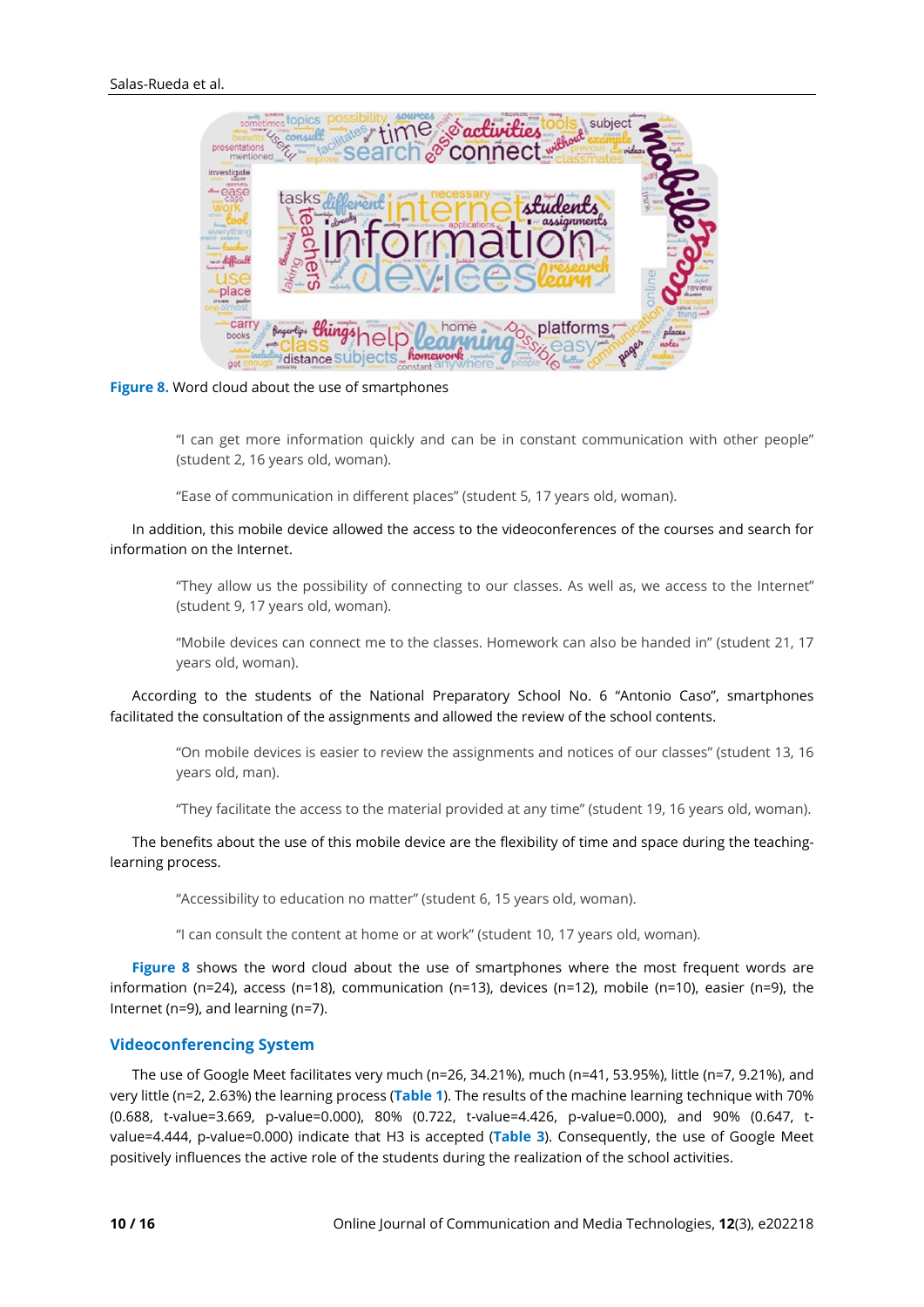Figure 8. Word cloud about the use of smartphones

> "I can get more information quickly and can be in constant communication with other people" (student 2, 16 years old, woman).

> "Ease of communication in different places" (student 5, 17 years old, woman).

In addition, this mobile device allowed the access to the videoconferences of the courses and search for information on the Internet.

> "They allow us the possibility of connecting to our classes. As well as, we access to the Internet" (student 9, 17 years old, woman).

> "Mobile devices can connect me to the classes. Homework can also be handed in" (student 21, 17 years old, woman).

According to the students of the National Preparatory School No. 6 "Antonio Caso", smartphones facilitated the consultation of the assignments and allowed the review of the school contents.

> "On mobile devices is easier to review the assignments and notices of our classes" (student 13, 16 years old, man).

> "They facilitate the access to the material provided at any time" (student 19, 16 years old, woman).

The benefits about the use of this mobile device are the flexibility of time and space during the teaching-learning process.

> "Accessibility to education no matter" (student 6, 15 years old, woman).

> "I can consult the content at home or at work" (student 10, 17 years old, woman).

Figure 8 shows the word cloud about the use of smartphones where the most frequent words are information (n=24), access (n=18), communication (n=13), devices (n=12), mobile (n=10), easier (n=9), the Internet (n=9), and learning (n=7).

## Videoconferencing System

The use of Google Meet facilitates very much (n=26, 34.21%), much (n=41, 53.95%), little (n=7, 9.21%), and very little (n=2, 2.63%) the learning process (Table 1). The results of the machine learning technique with 70% (0.688, t-value=3.669, p-value=0.000), 80% (0.722, t-value=4.426, p-value=0.000), and 90% (0.647, t-value=4.444, p-value=0.000) indicate that H3 is accepted (Table 3). Consequently, the use of Google Meet positively influences the active role of the students during the realization of the school activities.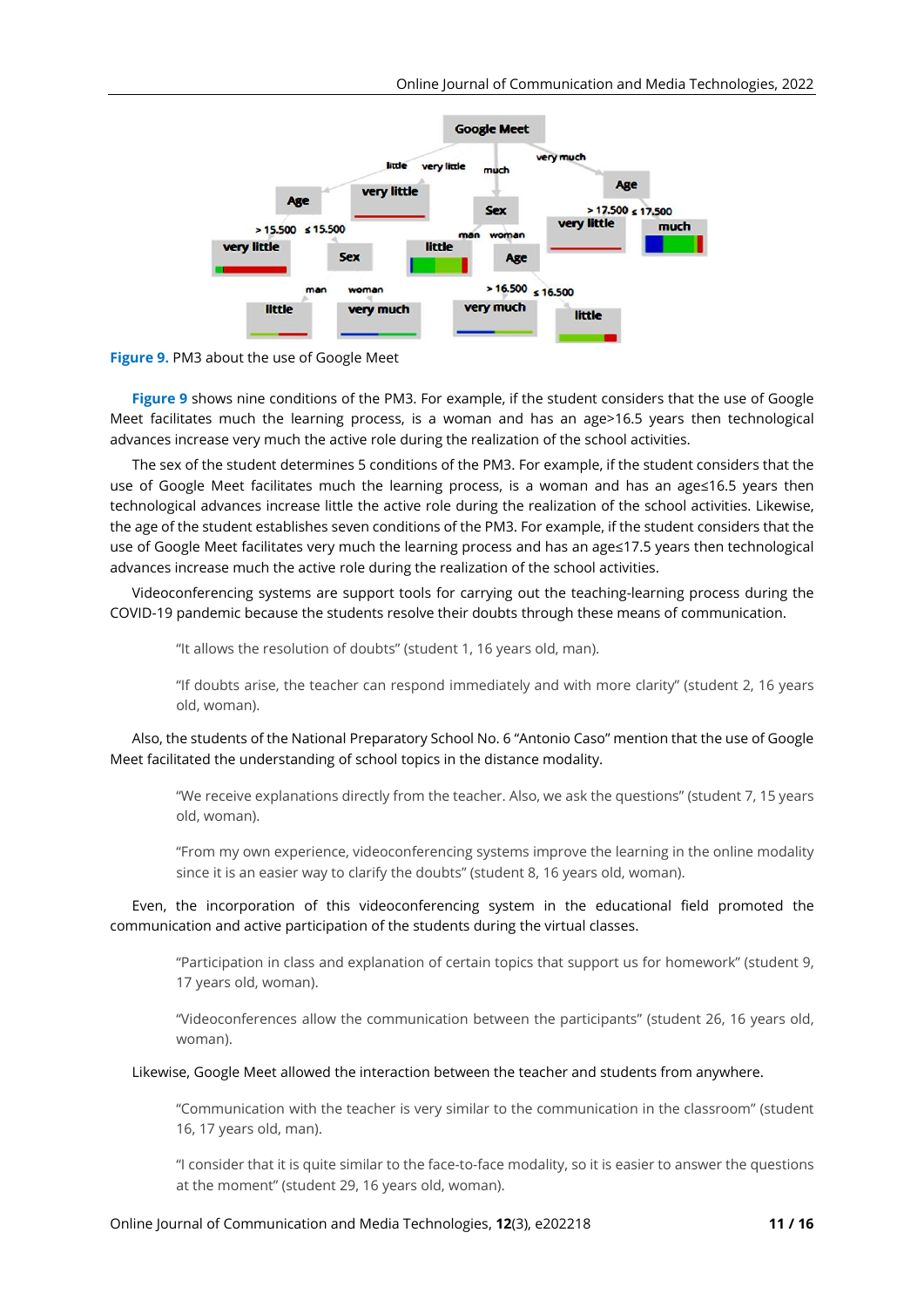**Figure 9.** PM3 about the use of Google Meet

**Figure 9** shows nine conditions of the PM3. For example, if the student considers that the use of Google Meet facilitates much the learning process, is a woman and has an age>16.5 years then technological advances increase very much the active role during the realization of the school activities.

The sex of the student determines 5 conditions of the PM3. For example, if the student considers that the use of Google Meet facilitates much the learning process, is a woman and has an age≤16.5 years then technological advances increase little the active role during the realization of the school activities. Likewise, the age of the student establishes seven conditions of the PM3. For example, if the student considers that the use of Google Meet facilitates very much the learning process and has an age≤17.5 years then technological advances increase much the active role during the realization of the school activities.

Videoconferencing systems are support tools for carrying out the teaching-learning process during the COVID-19 pandemic because the students resolve their doubts through these means of communication.

> "It allows the resolution of doubts" (student 1, 16 years old, man).

> "If doubts arise, the teacher can respond immediately and with more clarity" (student 2, 16 years old, woman).

Also, the students of the National Preparatory School No. 6 "Antonio Caso" mention that the use of Google Meet facilitated the understanding of school topics in the distance modality.

> "We receive explanations directly from the teacher. Also, we ask the questions" (student 7, 15 years old, woman).

> "From my own experience, videoconferencing systems improve the learning in the online modality since it is an easier way to clarify the doubts" (student 8, 16 years old, woman).

Even, the incorporation of this videoconferencing system in the educational field promoted the communication and active participation of the students during the virtual classes.

> "Participation in class and explanation of certain topics that support us for homework" (student 9, 17 years old, woman).

> "Videoconferences allow the communication between the participants" (student 26, 16 years old, woman).

Likewise, Google Meet allowed the interaction between the teacher and students from anywhere.

> "Communication with the teacher is very similar to the communication in the classroom" (student 16, 17 years old, man).

> "I consider that it is quite similar to the face-to-face modality, so it is easier to answer the questions at the moment" (student 29, 16 years old, woman).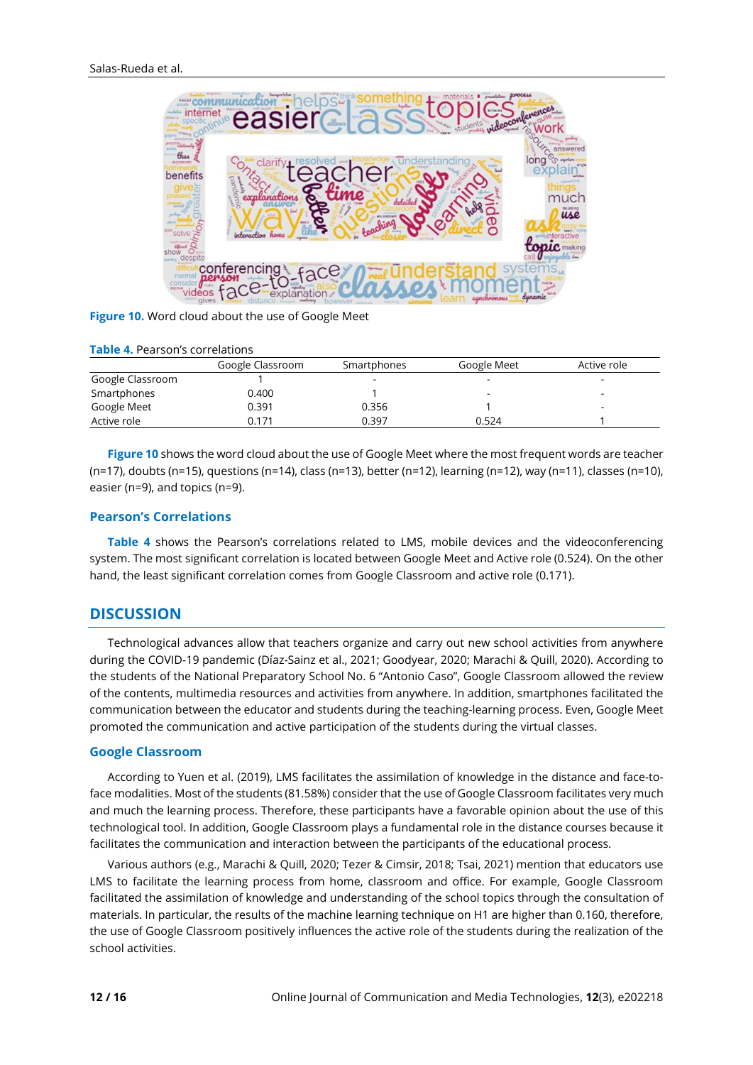Figure 10. Word cloud about the use of Google Meet

Table 4. Pearson's correlations

| | Google Classroom | Smartphones | Google Meet | Active role |
|---|---|---|---|---|
| Google Classroom | 1 | - | - | - |
| Smartphones | 0.400 | 1 | - | - |
| Google Meet | 0.391 | 0.356 | 1 | - |
| Active role | 0.171 | 0.397 | 0.524 | 1 |

Figure 10 shows the word cloud about the use of Google Meet where the most frequent words are teacher (n=17), doubts (n=15), questions (n=14), class (n=13), better (n=12), learning (n=12), way (n=11), classes (n=10), easier (n=9), and topics (n=9).

### Pearson's Correlations

Table 4 shows the Pearson's correlations related to LMS, mobile devices and the videoconferencing system. The most significant correlation is located between Google Meet and Active role (0.524). On the other hand, the least significant correlation comes from Google Classroom and active role (0.171).

## DISCUSSION

Technological advances allow that teachers organize and carry out new school activities from anywhere during the COVID-19 pandemic (Díaz-Sainz et al., 2021; Goodyear, 2020; Marachi & Quill, 2020). According to the students of the National Preparatory School No. 6 "Antonio Caso", Google Classroom allowed the review of the contents, multimedia resources and activities from anywhere. In addition, smartphones facilitated the communication between the educator and students during the teaching-learning process. Even, Google Meet promoted the communication and active participation of the students during the virtual classes.

### Google Classroom

According to Yuen et al. (2019), LMS facilitates the assimilation of knowledge in the distance and face-to-face modalities. Most of the students (81.58%) consider that the use of Google Classroom facilitates very much and much the learning process. Therefore, these participants have a favorable opinion about the use of this technological tool. In addition, Google Classroom plays a fundamental role in the distance courses because it facilitates the communication and interaction between the participants of the educational process.

Various authors (e.g., Marachi & Quill, 2020; Tezer & Cimsir, 2018; Tsai, 2021) mention that educators use LMS to facilitate the learning process from home, classroom and office. For example, Google Classroom facilitated the assimilation of knowledge and understanding of the school topics through the consultation of materials. In particular, the results of the machine learning technique on H1 are higher than 0.160, therefore, the use of Google Classroom positively influences the active role of the students during the realization of the school activities.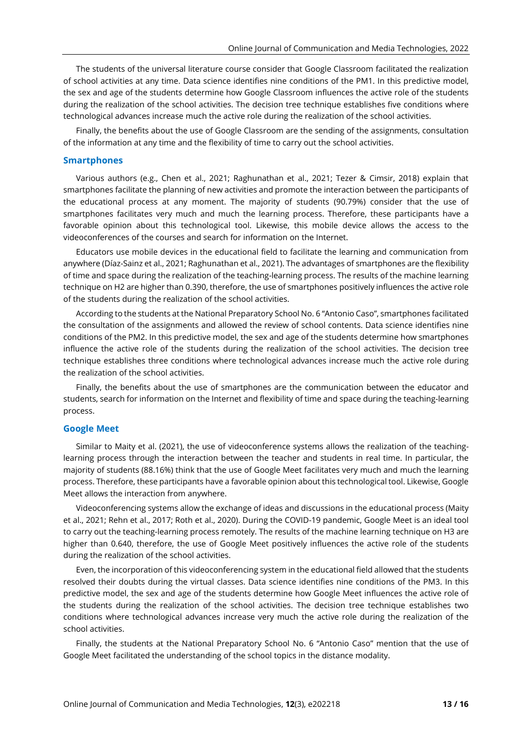The students of the universal literature course consider that Google Classroom facilitated the realization of school activities at any time. Data science identifies nine conditions of the PM1. In this predictive model, the sex and age of the students determine how Google Classroom influences the active role of the students during the realization of the school activities. The decision tree technique establishes five conditions where technological advances increase much the active role during the realization of the school activities.

Finally, the benefits about the use of Google Classroom are the sending of the assignments, consultation of the information at any time and the flexibility of time to carry out the school activities.

### Smartphones

Various authors (e.g., Chen et al., 2021; Raghunathan et al., 2021; Tezer & Cimsir, 2018) explain that smartphones facilitate the planning of new activities and promote the interaction between the participants of the educational process at any moment. The majority of students (90.79%) consider that the use of smartphones facilitates very much and much the learning process. Therefore, these participants have a favorable opinion about this technological tool. Likewise, this mobile device allows the access to the videoconferences of the courses and search for information on the Internet.

Educators use mobile devices in the educational field to facilitate the learning and communication from anywhere (Díaz-Sainz et al., 2021; Raghunathan et al., 2021). The advantages of smartphones are the flexibility of time and space during the realization of the teaching-learning process. The results of the machine learning technique on H2 are higher than 0.390, therefore, the use of smartphones positively influences the active role of the students during the realization of the school activities.

According to the students at the National Preparatory School No. 6 "Antonio Caso", smartphones facilitated the consultation of the assignments and allowed the review of school contents. Data science identifies nine conditions of the PM2. In this predictive model, the sex and age of the students determine how smartphones influence the active role of the students during the realization of the school activities. The decision tree technique establishes three conditions where technological advances increase much the active role during the realization of the school activities.

Finally, the benefits about the use of smartphones are the communication between the educator and students, search for information on the Internet and flexibility of time and space during the teaching-learning process.

### Google Meet

Similar to Maity et al. (2021), the use of videoconference systems allows the realization of the teaching-learning process through the interaction between the teacher and students in real time. In particular, the majority of students (88.16%) think that the use of Google Meet facilitates very much and much the learning process. Therefore, these participants have a favorable opinion about this technological tool. Likewise, Google Meet allows the interaction from anywhere.

Videoconferencing systems allow the exchange of ideas and discussions in the educational process (Maity et al., 2021; Rehn et al., 2017; Roth et al., 2020). During the COVID-19 pandemic, Google Meet is an ideal tool to carry out the teaching-learning process remotely. The results of the machine learning technique on H3 are higher than 0.640, therefore, the use of Google Meet positively influences the active role of the students during the realization of the school activities.

Even, the incorporation of this videoconferencing system in the educational field allowed that the students resolved their doubts during the virtual classes. Data science identifies nine conditions of the PM3. In this predictive model, the sex and age of the students determine how Google Meet influences the active role of the students during the realization of the school activities. The decision tree technique establishes two conditions where technological advances increase very much the active role during the realization of the school activities.

Finally, the students at the National Preparatory School No. 6 "Antonio Caso" mention that the use of Google Meet facilitated the understanding of the school topics in the distance modality.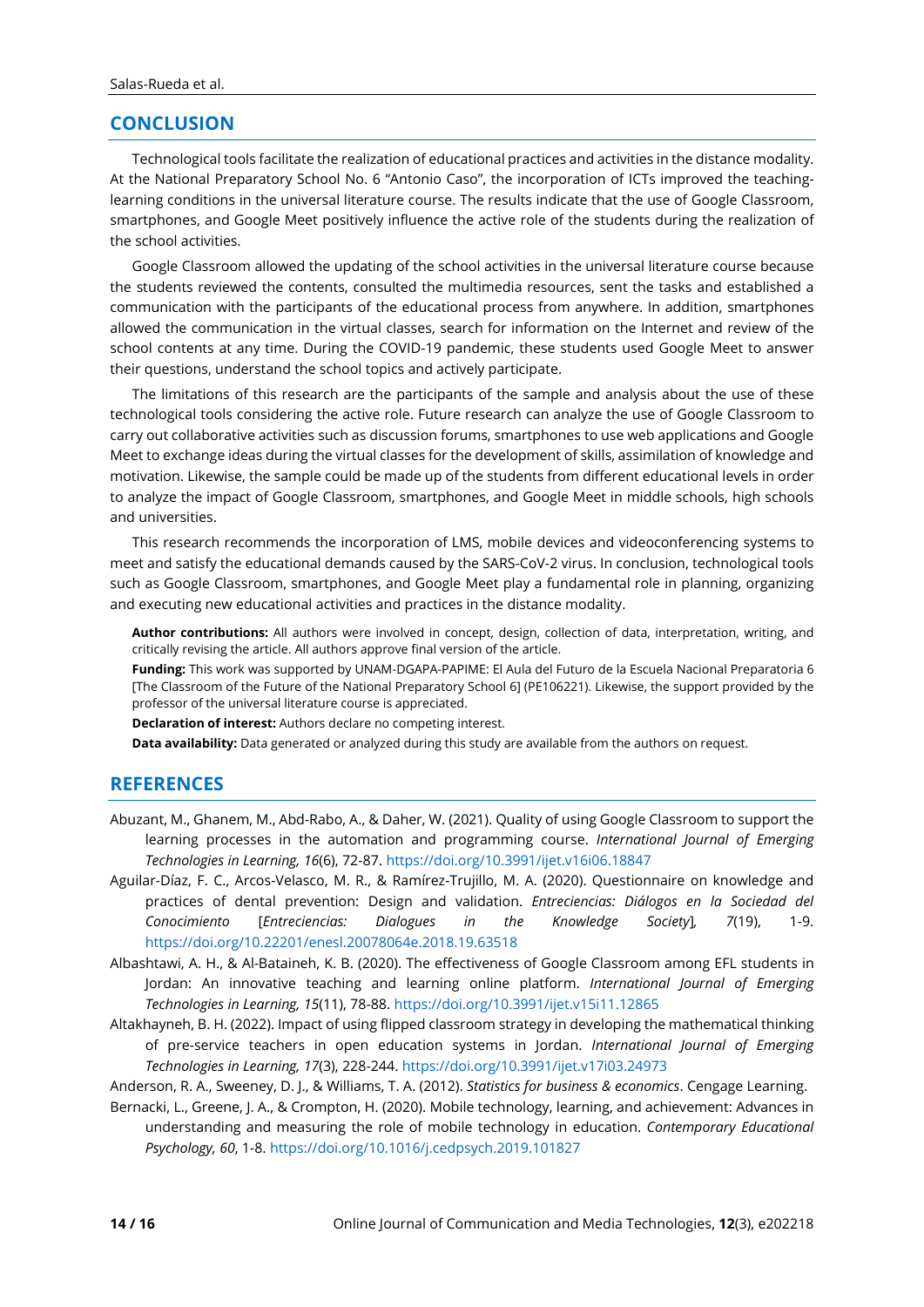## CONCLUSION

Technological tools facilitate the realization of educational practices and activities in the distance modality. At the National Preparatory School No. 6 "Antonio Caso", the incorporation of ICTs improved the teaching-learning conditions in the universal literature course. The results indicate that the use of Google Classroom, smartphones, and Google Meet positively influence the active role of the students during the realization of the school activities.

Google Classroom allowed the updating of the school activities in the universal literature course because the students reviewed the contents, consulted the multimedia resources, sent the tasks and established a communication with the participants of the educational process from anywhere. In addition, smartphones allowed the communication in the virtual classes, search for information on the Internet and review of the school contents at any time. During the COVID-19 pandemic, these students used Google Meet to answer their questions, understand the school topics and actively participate.

The limitations of this research are the participants of the sample and analysis about the use of these technological tools considering the active role. Future research can analyze the use of Google Classroom to carry out collaborative activities such as discussion forums, smartphones to use web applications and Google Meet to exchange ideas during the virtual classes for the development of skills, assimilation of knowledge and motivation. Likewise, the sample could be made up of the students from different educational levels in order to analyze the impact of Google Classroom, smartphones, and Google Meet in middle schools, high schools and universities.

This research recommends the incorporation of LMS, mobile devices and videoconferencing systems to meet and satisfy the educational demands caused by the SARS-CoV-2 virus. In conclusion, technological tools such as Google Classroom, smartphones, and Google Meet play a fundamental role in planning, organizing and executing new educational activities and practices in the distance modality.

**Author contributions:** All authors were involved in concept, design, collection of data, interpretation, writing, and critically revising the article. All authors approve final version of the article.

**Funding:** This work was supported by UNAM-DGAPA-PAPIME: El Aula del Futuro de la Escuela Nacional Preparatoria 6 [The Classroom of the Future of the National Preparatory School 6] (PE106221). Likewise, the support provided by the professor of the universal literature course is appreciated.

**Declaration of interest:** Authors declare no competing interest.

**Data availability:** Data generated or analyzed during this study are available from the authors on request.

## REFERENCES

Abuzant, M., Ghanem, M., Abd-Rabo, A., & Daher, W. (2021). Quality of using Google Classroom to support the learning processes in the automation and programming course. *International Journal of Emerging Technologies in Learning, 16*(6), 72-87. https://doi.org/10.3991/ijet.v16i06.18847

Aguilar-Díaz, F. C., Arcos-Velasco, M. R., & Ramírez-Trujillo, M. A. (2020). Questionnaire on knowledge and practices of dental prevention: Design and validation. *Entreciencias: Diálogos en la Sociedad del Conocimiento* [*Entreciencias: Dialogues in the Knowledge Society*]*, 7*(19), 1-9. https://doi.org/10.22201/enesl.20078064e.2018.19.63518

Albashtawi, A. H., & Al-Bataineh, K. B. (2020). The effectiveness of Google Classroom among EFL students in Jordan: An innovative teaching and learning online platform. *International Journal of Emerging Technologies in Learning, 15*(11), 78-88. https://doi.org/10.3991/ijet.v15i11.12865

Altakhayneh, B. H. (2022). Impact of using flipped classroom strategy in developing the mathematical thinking of pre-service teachers in open education systems in Jordan. *International Journal of Emerging Technologies in Learning, 17*(3), 228-244. https://doi.org/10.3991/ijet.v17i03.24973

Anderson, R. A., Sweeney, D. J., & Williams, T. A. (2012). *Statistics for business & economics*. Cengage Learning.

Bernacki, L., Greene, J. A., & Crompton, H. (2020). Mobile technology, learning, and achievement: Advances in understanding and measuring the role of mobile technology in education. *Contemporary Educational Psychology, 60*, 1-8. https://doi.org/10.1016/j.cedpsych.2019.101827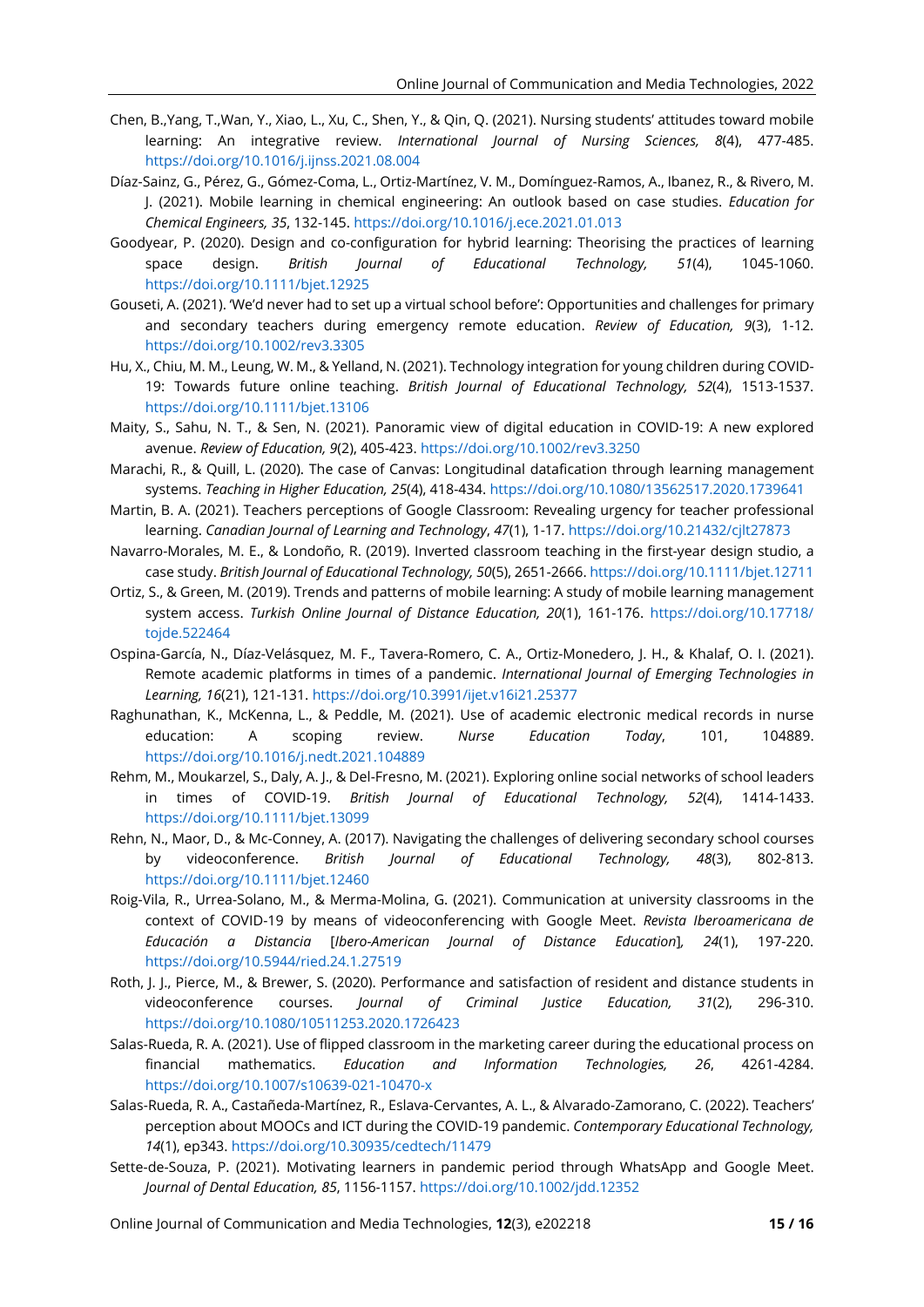Chen, B.,Yang, T.,Wan, Y., Xiao, L., Xu, C., Shen, Y., & Qin, Q. (2021). Nursing students' attitudes toward mobile learning: An integrative review. *International Journal of Nursing Sciences, 8*(4), 477-485. https://doi.org/10.1016/j.ijnss.2021.08.004

Díaz-Sainz, G., Pérez, G., Gómez-Coma, L., Ortiz-Martínez, V. M., Domínguez-Ramos, A., Ibanez, R., & Rivero, M. J. (2021). Mobile learning in chemical engineering: An outlook based on case studies. *Education for Chemical Engineers, 35*, 132-145. https://doi.org/10.1016/j.ece.2021.01.013

Goodyear, P. (2020). Design and co-configuration for hybrid learning: Theorising the practices of learning space design. *British Journal of Educational Technology, 51*(4), 1045-1060. https://doi.org/10.1111/bjet.12925

Gouseti, A. (2021). 'We'd never had to set up a virtual school before': Opportunities and challenges for primary and secondary teachers during emergency remote education. *Review of Education, 9*(3), 1-12. https://doi.org/10.1002/rev3.3305

Hu, X., Chiu, M. M., Leung, W. M., & Yelland, N. (2021). Technology integration for young children during COVID-19: Towards future online teaching. *British Journal of Educational Technology, 52*(4), 1513-1537. https://doi.org/10.1111/bjet.13106

Maity, S., Sahu, N. T., & Sen, N. (2021). Panoramic view of digital education in COVID-19: A new explored avenue. *Review of Education, 9*(2), 405-423. https://doi.org/10.1002/rev3.3250

Marachi, R., & Quill, L. (2020). The case of Canvas: Longitudinal datafication through learning management systems. *Teaching in Higher Education, 25*(4), 418-434. https://doi.org/10.1080/13562517.2020.1739641

Martin, B. A. (2021). Teachers perceptions of Google Classroom: Revealing urgency for teacher professional learning. *Canadian Journal of Learning and Technology*, *47*(1), 1-17. https://doi.org/10.21432/cjlt27873

Navarro-Morales, M. E., & Londoño, R. (2019). Inverted classroom teaching in the first-year design studio, a case study. *British Journal of Educational Technology, 50*(5), 2651-2666. https://doi.org/10.1111/bjet.12711

Ortiz, S., & Green, M. (2019). Trends and patterns of mobile learning: A study of mobile learning management system access. *Turkish Online Journal of Distance Education, 20*(1), 161-176. https://doi.org/10.17718/tojde.522464

Ospina-García, N., Díaz-Velásquez, M. F., Tavera-Romero, C. A., Ortiz-Monedero, J. H., & Khalaf, O. I. (2021). Remote academic platforms in times of a pandemic. *International Journal of Emerging Technologies in Learning, 16*(21), 121-131. https://doi.org/10.3991/ijet.v16i21.25377

Raghunathan, K., McKenna, L., & Peddle, M. (2021). Use of academic electronic medical records in nurse education: A scoping review. *Nurse Education Today*, 101, 104889. https://doi.org/10.1016/j.nedt.2021.104889

Rehm, M., Moukarzel, S., Daly, A. J., & Del-Fresno, M. (2021). Exploring online social networks of school leaders in times of COVID-19. *British Journal of Educational Technology, 52*(4), 1414-1433. https://doi.org/10.1111/bjet.13099

Rehn, N., Maor, D., & Mc-Conney, A. (2017). Navigating the challenges of delivering secondary school courses by videoconference. *British Journal of Educational Technology, 48*(3), 802-813. https://doi.org/10.1111/bjet.12460

Roig-Vila, R., Urrea-Solano, M., & Merma-Molina, G. (2021). Communication at university classrooms in the context of COVID-19 by means of videoconferencing with Google Meet. *Revista Iberoamericana de Educación a Distancia* [*Ibero-American Journal of Distance Education*]*, 24*(1), 197-220. https://doi.org/10.5944/ried.24.1.27519

Roth, J. J., Pierce, M., & Brewer, S. (2020). Performance and satisfaction of resident and distance students in videoconference courses. *Journal of Criminal Justice Education, 31*(2), 296-310. https://doi.org/10.1080/10511253.2020.1726423

Salas-Rueda, R. A. (2021). Use of flipped classroom in the marketing career during the educational process on financial mathematics. *Education and Information Technologies, 26*, 4261-4284. https://doi.org/10.1007/s10639-021-10470-x

Salas-Rueda, R. A., Castañeda-Martínez, R., Eslava-Cervantes, A. L., & Alvarado-Zamorano, C. (2022). Teachers' perception about MOOCs and ICT during the COVID-19 pandemic. *Contemporary Educational Technology, 14*(1), ep343. https://doi.org/10.30935/cedtech/11479

Sette-de-Souza, P. (2021). Motivating learners in pandemic period through WhatsApp and Google Meet. *Journal of Dental Education, 85*, 1156-1157. https://doi.org/10.1002/jdd.12352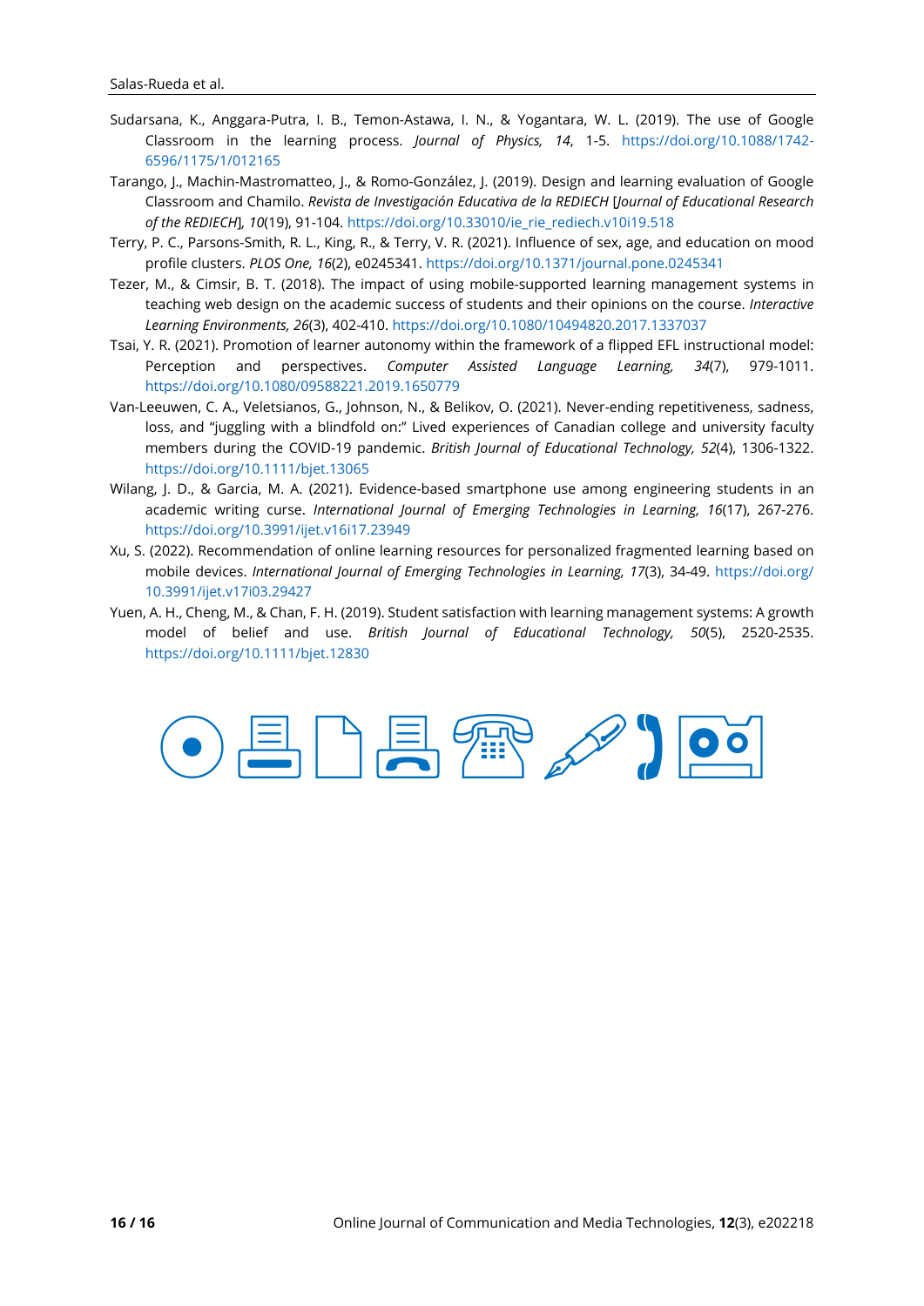Sudarsana, K., Anggara-Putra, I. B., Temon-Astawa, I. N., & Yogantara, W. L. (2019). The use of Google Classroom in the learning process. *Journal of Physics, 14*, 1-5. https://doi.org/10.1088/1742-6596/1175/1/012165

Tarango, J., Machin-Mastromatteo, J., & Romo-González, J. (2019). Design and learning evaluation of Google Classroom and Chamilo. *Revista de Investigación Educativa de la REDIECH* [*Journal of Educational Research of the REDIECH*]*, 10*(19), 91-104. https://doi.org/10.33010/ie_rie_rediech.v10i19.518

Terry, P. C., Parsons-Smith, R. L., King, R., & Terry, V. R. (2021). Influence of sex, age, and education on mood profile clusters. *PLOS One, 16*(2), e0245341. https://doi.org/10.1371/journal.pone.0245341

Tezer, M., & Cimsir, B. T. (2018). The impact of using mobile-supported learning management systems in teaching web design on the academic success of students and their opinions on the course. *Interactive Learning Environments, 26*(3), 402-410. https://doi.org/10.1080/10494820.2017.1337037

Tsai, Y. R. (2021). Promotion of learner autonomy within the framework of a flipped EFL instructional model: Perception and perspectives. *Computer Assisted Language Learning, 34*(7), 979-1011. https://doi.org/10.1080/09588221.2019.1650779

Van-Leeuwen, C. A., Veletsianos, G., Johnson, N., & Belikov, O. (2021). Never-ending repetitiveness, sadness, loss, and "juggling with a blindfold on:" Lived experiences of Canadian college and university faculty members during the COVID-19 pandemic. *British Journal of Educational Technology, 52*(4), 1306-1322. https://doi.org/10.1111/bjet.13065

Wilang, J. D., & Garcia, M. A. (2021). Evidence-based smartphone use among engineering students in an academic writing curse. *International Journal of Emerging Technologies in Learning, 16*(17), 267-276. https://doi.org/10.3991/ijet.v16i17.23949

Xu, S. (2022). Recommendation of online learning resources for personalized fragmented learning based on mobile devices. *International Journal of Emerging Technologies in Learning, 17*(3), 34-49. https://doi.org/10.3991/ijet.v17i03.29427

Yuen, A. H., Cheng, M., & Chan, F. H. (2019). Student satisfaction with learning management systems: A growth model of belief and use. *British Journal of Educational Technology, 50*(5), 2520-2535. https://doi.org/10.1111/bjet.12830